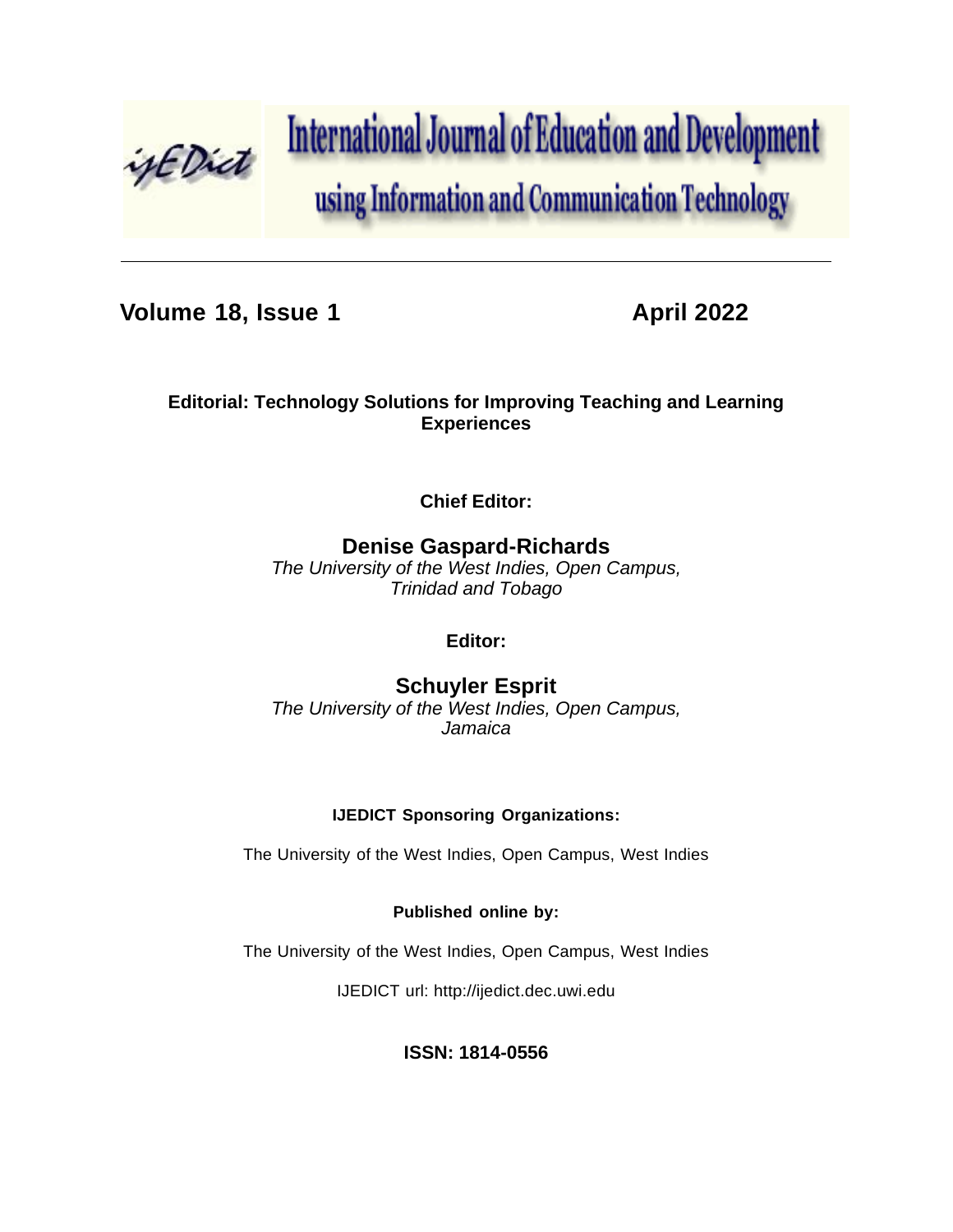# International Journal of Education and Development using Information and Communication Technology

---

**Volume 18, Issue 1** **April 2022**

## Editorial: Technology Solutions for Improving Teaching and Learning Experiences

**Chief Editor:**

**Denise Gaspard-Richards**
*The University of the West Indies, Open Campus, Trinidad and Tobago*

**Editor:**

**Schuyler Esprit**
*The University of the West Indies, Open Campus, Jamaica*

**IJEDICT Sponsoring Organizations:**

The University of the West Indies, Open Campus, West Indies

**Published online by:**

The University of the West Indies, Open Campus, West Indies

IJEDICT url: http://ijedict.dec.uwi.edu

**ISSN: 1814-0556**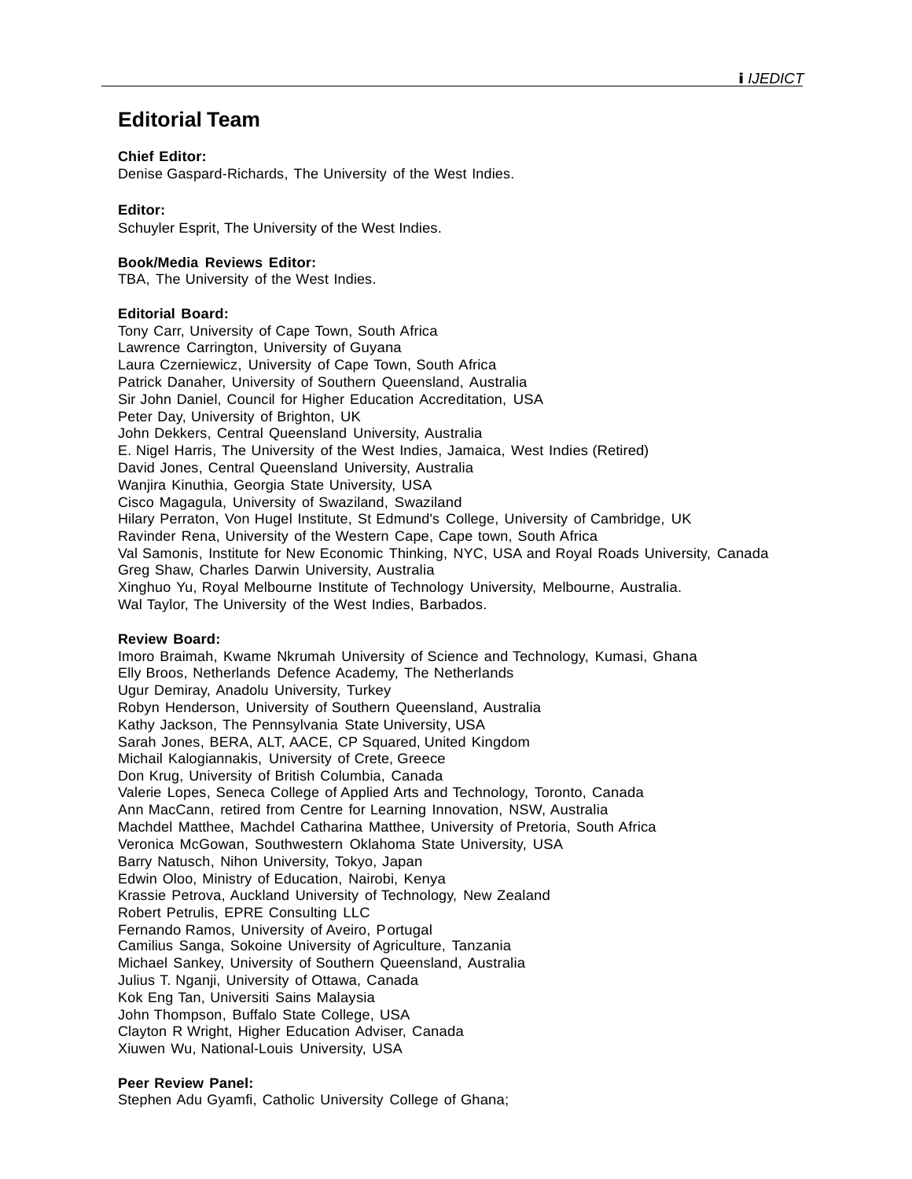# Editorial Team

**Chief Editor:**
Denise Gaspard-Richards, The University of the West Indies.

**Editor:**
Schuyler Esprit, The University of the West Indies.

**Book/Media Reviews Editor:**
TBA, The University of the West Indies.

**Editorial Board:**
Tony Carr, University of Cape Town, South Africa
Lawrence Carrington, University of Guyana
Laura Czerniewicz, University of Cape Town, South Africa
Patrick Danaher, University of Southern Queensland, Australia
Sir John Daniel, Council for Higher Education Accreditation, USA
Peter Day, University of Brighton, UK
John Dekkers, Central Queensland University, Australia
E. Nigel Harris, The University of the West Indies, Jamaica, West Indies (Retired)
David Jones, Central Queensland University, Australia
Wanjira Kinuthia, Georgia State University, USA
Cisco Magagula, University of Swaziland, Swaziland
Hilary Perraton, Von Hugel Institute, St Edmund's College, University of Cambridge, UK
Ravinder Rena, University of the Western Cape, Cape town, South Africa
Val Samonis, Institute for New Economic Thinking, NYC, USA and Royal Roads University, Canada
Greg Shaw, Charles Darwin University, Australia
Xinghuo Yu, Royal Melbourne Institute of Technology University, Melbourne, Australia.
Wal Taylor, The University of the West Indies, Barbados.

**Review Board:**
Imoro Braimah, Kwame Nkrumah University of Science and Technology, Kumasi, Ghana
Elly Broos, Netherlands Defence Academy, The Netherlands
Ugur Demiray, Anadolu University, Turkey
Robyn Henderson, University of Southern Queensland, Australia
Kathy Jackson, The Pennsylvania State University, USA
Sarah Jones, BERA, ALT, AACE, CP Squared, United Kingdom
Michail Kalogiannakis, University of Crete, Greece
Don Krug, University of British Columbia, Canada
Valerie Lopes, Seneca College of Applied Arts and Technology, Toronto, Canada
Ann MacCann, retired from Centre for Learning Innovation, NSW, Australia
Machdel Matthee, Machdel Catharina Matthee, University of Pretoria, South Africa
Veronica McGowan, Southwestern Oklahoma State University, USA
Barry Natusch, Nihon University, Tokyo, Japan
Edwin Oloo, Ministry of Education, Nairobi, Kenya
Krassie Petrova, Auckland University of Technology, New Zealand
Robert Petrulis, EPRE Consulting LLC
Fernando Ramos, University of Aveiro, Portugal
Camilius Sanga, Sokoine University of Agriculture, Tanzania
Michael Sankey, University of Southern Queensland, Australia
Julius T. Nganji, University of Ottawa, Canada
Kok Eng Tan, Universiti Sains Malaysia
John Thompson, Buffalo State College, USA
Clayton R Wright, Higher Education Adviser, Canada
Xiuwen Wu, National-Louis University, USA

**Peer Review Panel:**
Stephen Adu Gyamfi, Catholic University College of Ghana;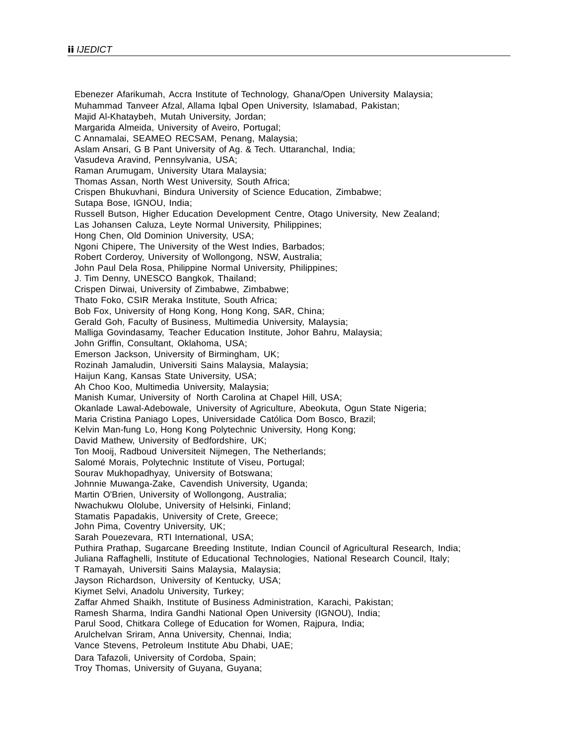Ebenezer Afarikumah, Accra Institute of Technology, Ghana/Open University Malaysia;
Muhammad Tanveer Afzal, Allama Iqbal Open University, Islamabad, Pakistan;
Majid Al-Khataybeh, Mutah University, Jordan;
Margarida Almeida, University of Aveiro, Portugal;
C Annamalai, SEAMEO RECSAM, Penang, Malaysia;
Aslam Ansari, G B Pant University of Ag. & Tech. Uttaranchal, India;
Vasudeva Aravind, Pennsylvania, USA;
Raman Arumugam, University Utara Malaysia;
Thomas Assan, North West University, South Africa;
Crispen Bhukuvhani, Bindura University of Science Education, Zimbabwe;
Sutapa Bose, IGNOU, India;
Russell Butson, Higher Education Development Centre, Otago University, New Zealand;
Las Johansen Caluza, Leyte Normal University, Philippines;
Hong Chen, Old Dominion University, USA;
Ngoni Chipere, The University of the West Indies, Barbados;
Robert Corderoy, University of Wollongong, NSW, Australia;
John Paul Dela Rosa, Philippine Normal University, Philippines;
J. Tim Denny, UNESCO Bangkok, Thailand;
Crispen Dirwai, University of Zimbabwe, Zimbabwe;
Thato Foko, CSIR Meraka Institute, South Africa;
Bob Fox, University of Hong Kong, Hong Kong, SAR, China;
Gerald Goh, Faculty of Business, Multimedia University, Malaysia;
Malliga Govindasamy, Teacher Education Institute, Johor Bahru, Malaysia;
John Griffin, Consultant, Oklahoma, USA;
Emerson Jackson, University of Birmingham, UK;
Rozinah Jamaludin, Universiti Sains Malaysia, Malaysia;
Haijun Kang, Kansas State University, USA;
Ah Choo Koo, Multimedia University, Malaysia;
Manish Kumar, University of North Carolina at Chapel Hill, USA;
Okanlade Lawal-Adebowale, University of Agriculture, Abeokuta, Ogun State Nigeria;
Maria Cristina Paniago Lopes, Universidade Católica Dom Bosco, Brazil;
Kelvin Man-fung Lo, Hong Kong Polytechnic University, Hong Kong;
David Mathew, University of Bedfordshire, UK;
Ton Mooij, Radboud Universiteit Nijmegen, The Netherlands;
Salomé Morais, Polytechnic Institute of Viseu, Portugal;
Sourav Mukhopadhyay, University of Botswana;
Johnnie Muwanga-Zake, Cavendish University, Uganda;
Martin O'Brien, University of Wollongong, Australia;
Nwachukwu Ololube, University of Helsinki, Finland;
Stamatis Papadakis, University of Crete, Greece;
John Pima, Coventry University, UK;
Sarah Pouezevara, RTI International, USA;
Puthira Prathap, Sugarcane Breeding Institute, Indian Council of Agricultural Research, India;
Juliana Raffaghelli, Institute of Educational Technologies, National Research Council, Italy;
T Ramayah, Universiti Sains Malaysia, Malaysia;
Jayson Richardson, University of Kentucky, USA;
Kiymet Selvi, Anadolu University, Turkey;
Zaffar Ahmed Shaikh, Institute of Business Administration, Karachi, Pakistan;
Ramesh Sharma, Indira Gandhi National Open University (IGNOU), India;
Parul Sood, Chitkara College of Education for Women, Rajpura, India;
Arulchelvan Sriram, Anna University, Chennai, India;
Vance Stevens, Petroleum Institute Abu Dhabi, UAE;
Dara Tafazoli, University of Cordoba, Spain;
Troy Thomas, University of Guyana, Guyana;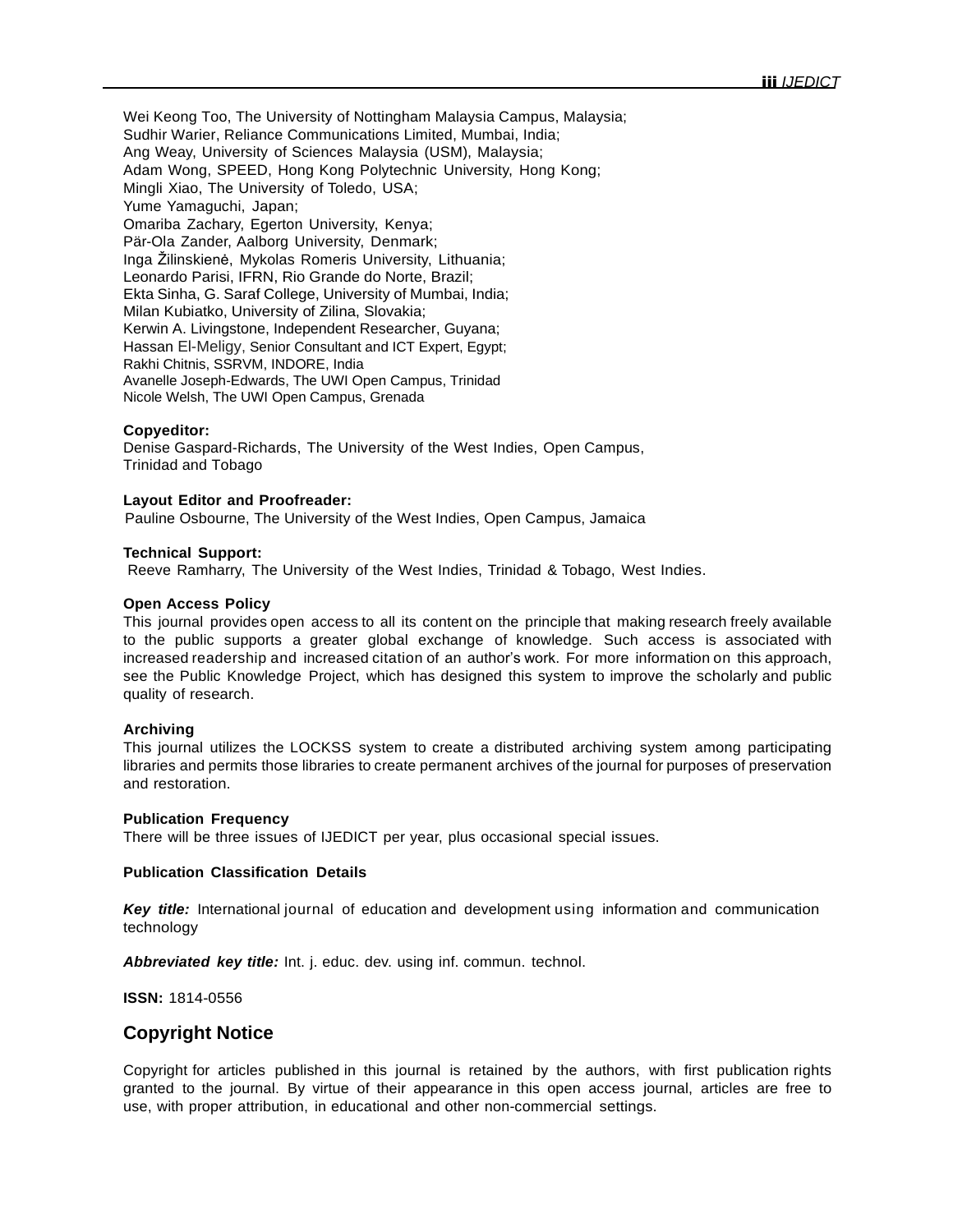Wei Keong Too, The University of Nottingham Malaysia Campus, Malaysia;
Sudhir Warier, Reliance Communications Limited, Mumbai, India;
Ang Weay, University of Sciences Malaysia (USM), Malaysia;
Adam Wong, SPEED, Hong Kong Polytechnic University, Hong Kong;
Mingli Xiao, The University of Toledo, USA;
Yume Yamaguchi, Japan;
Omariba Zachary, Egerton University, Kenya;
Pär-Ola Zander, Aalborg University, Denmark;
Inga Žilinskienė, Mykolas Romeris University, Lithuania;
Leonardo Parisi, IFRN, Rio Grande do Norte, Brazil;
Ekta Sinha, G. Saraf College, University of Mumbai, India;
Milan Kubiatko, University of Zilina, Slovakia;
Kerwin A. Livingstone, Independent Researcher, Guyana;
Hassan El-Meligy, Senior Consultant and ICT Expert, Egypt;
Rakhi Chitnis, SSRVM, INDORE, India
Avanelle Joseph-Edwards, The UWI Open Campus, Trinidad
Nicole Welsh, The UWI Open Campus, Grenada

**Copyeditor:**
Denise Gaspard-Richards, The University of the West Indies, Open Campus, Trinidad and Tobago

**Layout Editor and Proofreader:**
Pauline Osbourne, The University of the West Indies, Open Campus, Jamaica

**Technical Support:**
Reeve Ramharry, The University of the West Indies, Trinidad & Tobago, West Indies.

**Open Access Policy**
This journal provides open access to all its content on the principle that making research freely available to the public supports a greater global exchange of knowledge. Such access is associated with increased readership and increased citation of an author's work. For more information on this approach, see the Public Knowledge Project, which has designed this system to improve the scholarly and public quality of research.

**Archiving**
This journal utilizes the LOCKSS system to create a distributed archiving system among participating libraries and permits those libraries to create permanent archives of the journal for purposes of preservation and restoration.

**Publication Frequency**
There will be three issues of IJEDICT per year, plus occasional special issues.

**Publication Classification Details**

***Key title:*** International journal of education and development using information and communication technology

***Abbreviated key title:*** Int. j. educ. dev. using inf. commun. technol.

**ISSN:** 1814-0556

## Copyright Notice

Copyright for articles published in this journal is retained by the authors, with first publication rights granted to the journal. By virtue of their appearance in this open access journal, articles are free to use, with proper attribution, in educational and other non-commercial settings.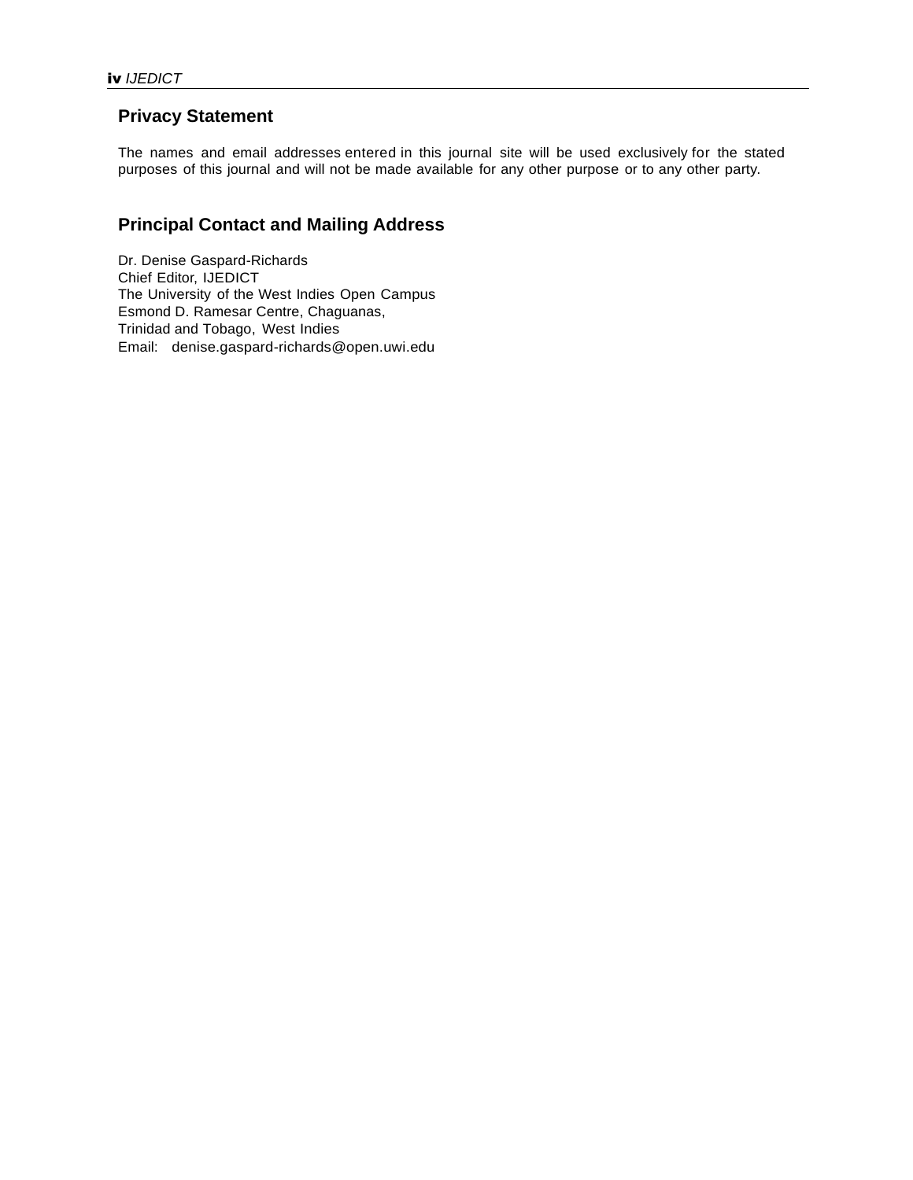## Privacy Statement

The names and email addresses entered in this journal site will be used exclusively for the stated purposes of this journal and will not be made available for any other purpose or to any other party.

## Principal Contact and Mailing Address

Dr. Denise Gaspard-Richards
Chief Editor, IJEDICT
The University of the West Indies Open Campus
Esmond D. Ramesar Centre, Chaguanas,
Trinidad and Tobago, West Indies
Email: denise.gaspard-richards@open.uwi.edu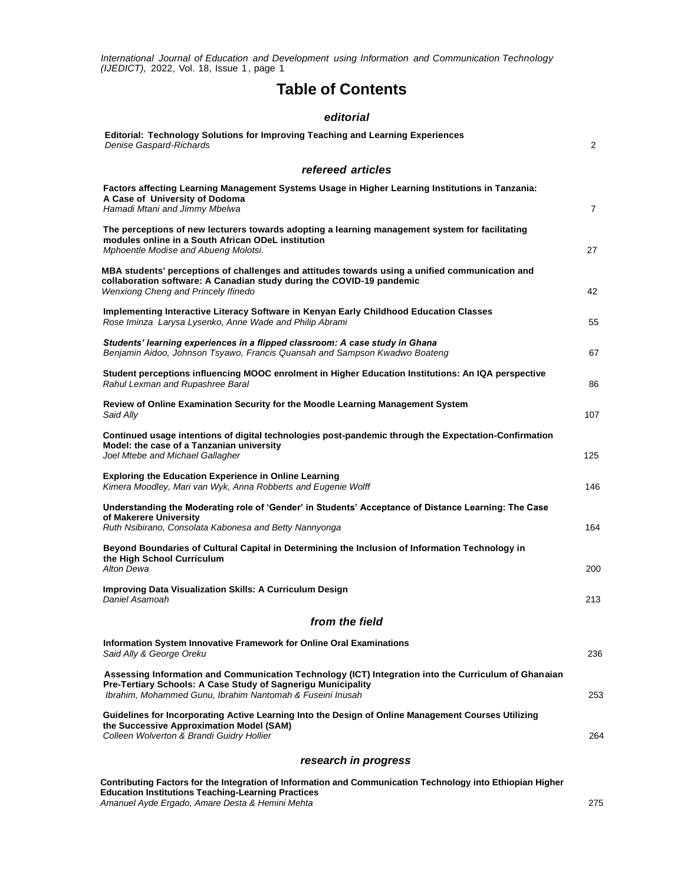# Table of Contents

## *editorial*

**Editorial: Technology Solutions for Improving Teaching and Learning Experiences**
*Denise Gaspard-Richards* — 2

## *refereed articles*

**Factors affecting Learning Management Systems Usage in Higher Learning Institutions in Tanzania: A Case of University of Dodoma**
*Hamadi Mtani and Jimmy Mbelwa* — 7

**The perceptions of new lecturers towards adopting a learning management system for facilitating modules online in a South African ODeL institution**
*Mphoentle Modise and Abueng Molotsi.* — 27

**MBA students' perceptions of challenges and attitudes towards using a unified communication and collaboration software: A Canadian study during the COVID-19 pandemic**
*Wenxiong Cheng and Princely Ifinedo* — 42

**Implementing Interactive Literacy Software in Kenyan Early Childhood Education Classes**
*Rose Iminza Larysa Lysenko, Anne Wade and Philip Abrami* — 55

***Students' learning experiences in a flipped classroom: A case study in Ghana***
*Benjamin Aidoo, Johnson Tsyawo, Francis Quansah and Sampson Kwadwo Boateng* — 67

**Student perceptions influencing MOOC enrolment in Higher Education Institutions: An IQA perspective**
*Rahul Lexman and Rupashree Baral* — 86

**Review of Online Examination Security for the Moodle Learning Management System**
*Said Ally* — 107

**Continued usage intentions of digital technologies post-pandemic through the Expectation-Confirmation Model: the case of a Tanzanian university**
*Joel Mtebe and Michael Gallagher* — 125

**Exploring the Education Experience in Online Learning**
*Kimera Moodley, Mari van Wyk, Anna Robberts and Eugenie Wolff* — 146

**Understanding the Moderating role of 'Gender' in Students' Acceptance of Distance Learning: The Case of Makerere University**
*Ruth Nsibirano, Consolata Kabonesa and Betty Nannyonga* — 164

**Beyond Boundaries of Cultural Capital in Determining the Inclusion of Information Technology in the High School Curriculum**
*Alton Dewa* — 200

**Improving Data Visualization Skills: A Curriculum Design**
*Daniel Asamoah* — 213

## *from the field*

**Information System Innovative Framework for Online Oral Examinations**
*Said Ally & George Oreku* — 236

**Assessing Information and Communication Technology (ICT) Integration into the Curriculum of Ghanaian Pre-Tertiary Schools: A Case Study of Sagnerigu Municipality**
*Ibrahim, Mohammed Gunu, Ibrahim Nantomah & Fuseini Inusah* — 253

**Guidelines for Incorporating Active Learning Into the Design of Online Management Courses Utilizing the Successive Approximation Model (SAM)**
*Colleen Wolverton & Brandi Guidry Hollier* — 264

## *research in progress*

**Contributing Factors for the Integration of Information and Communication Technology into Ethiopian Higher Education Institutions Teaching-Learning Practices**
*Amanuel Ayde Ergado, Amare Desta & Hemini Mehta* — 275